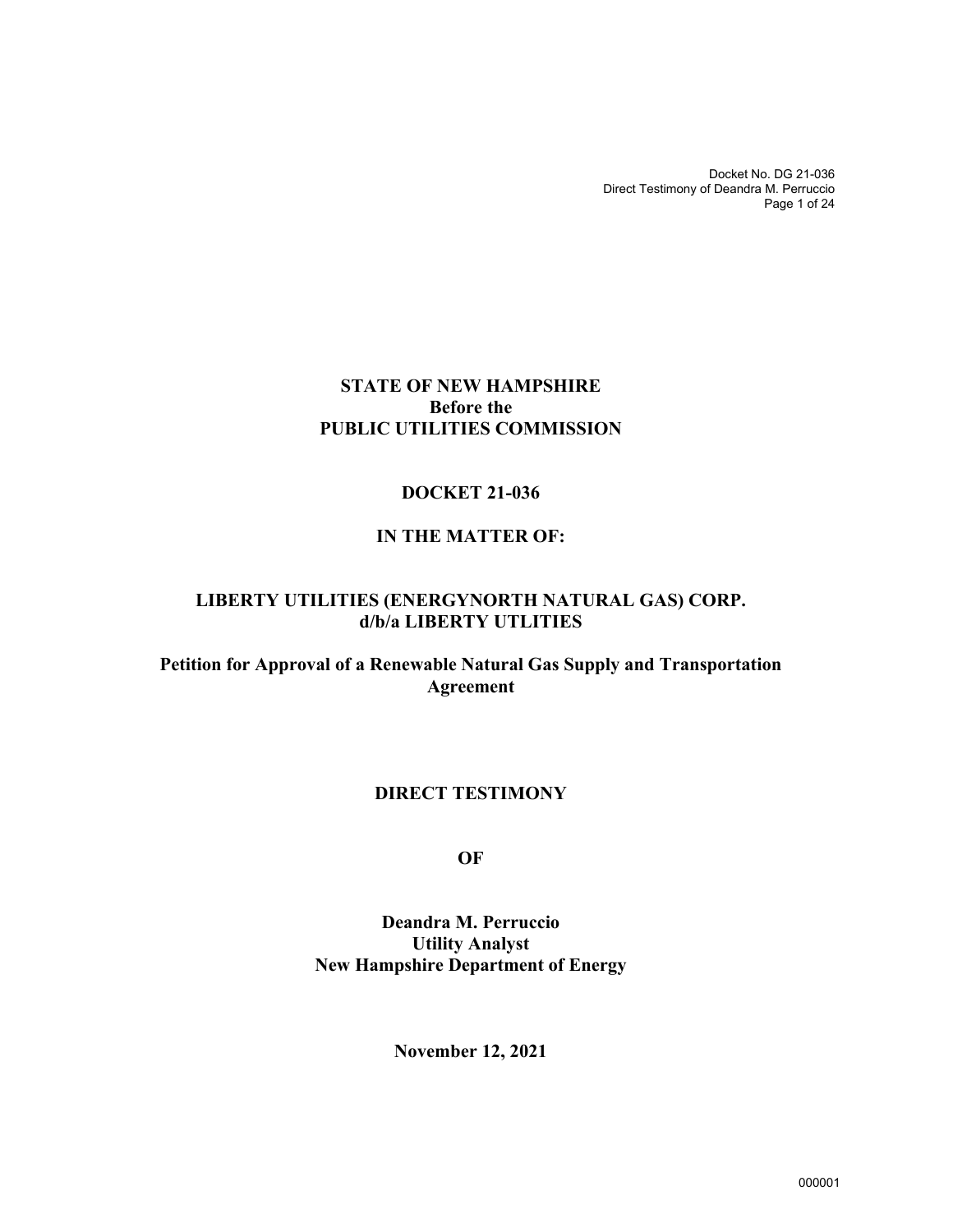**STATE OF NEW HAMPSHIRE**
**Before the**
**PUBLIC UTILITIES COMMISSION**

**DOCKET 21-036**

**IN THE MATTER OF:**

**LIBERTY UTILITIES (ENERGYNORTH NATURAL GAS) CORP.**
**d/b/a LIBERTY UTLITIES**

**Petition for Approval of a Renewable Natural Gas Supply and Transportation Agreement**

**DIRECT TESTIMONY**

**OF**

**Deandra M. Perruccio**
**Utility Analyst**
**New Hampshire Department of Energy**

**November 12, 2021**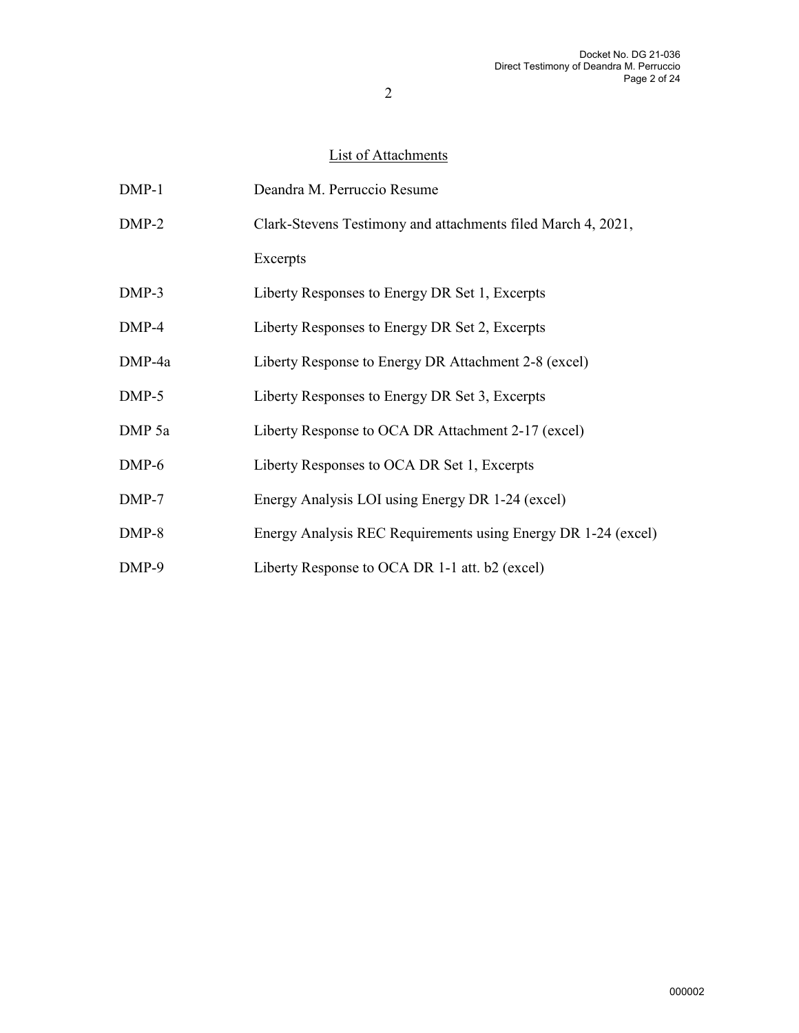## List of Attachments

| | |
|---|---|
| DMP-1 | Deandra M. Perruccio Resume |
| DMP-2 | Clark-Stevens Testimony and attachments filed March 4, 2021, Excerpts |
| DMP-3 | Liberty Responses to Energy DR Set 1, Excerpts |
| DMP-4 | Liberty Responses to Energy DR Set 2, Excerpts |
| DMP-4a | Liberty Response to Energy DR Attachment 2-8 (excel) |
| DMP-5 | Liberty Responses to Energy DR Set 3, Excerpts |
| DMP 5a | Liberty Response to OCA DR Attachment 2-17 (excel) |
| DMP-6 | Liberty Responses to OCA DR Set 1, Excerpts |
| DMP-7 | Energy Analysis LOI using Energy DR 1-24 (excel) |
| DMP-8 | Energy Analysis REC Requirements using Energy DR 1-24 (excel) |
| DMP-9 | Liberty Response to OCA DR 1-1 att. b2 (excel) |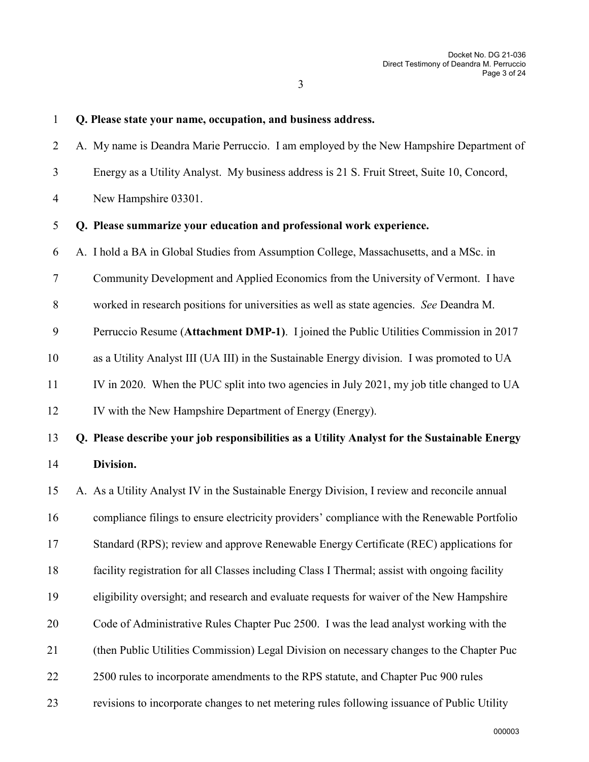**Q. Please state your name, occupation, and business address.**

A. My name is Deandra Marie Perruccio. I am employed by the New Hampshire Department of Energy as a Utility Analyst. My business address is 21 S. Fruit Street, Suite 10, Concord, New Hampshire 03301.

**Q. Please summarize your education and professional work experience.**

A. I hold a BA in Global Studies from Assumption College, Massachusetts, and a MSc. in Community Development and Applied Economics from the University of Vermont. I have worked in research positions for universities as well as state agencies. *See* Deandra M. Perruccio Resume (**Attachment DMP-1)**. I joined the Public Utilities Commission in 2017 as a Utility Analyst III (UA III) in the Sustainable Energy division. I was promoted to UA IV in 2020. When the PUC split into two agencies in July 2021, my job title changed to UA IV with the New Hampshire Department of Energy (Energy).

**Q. Please describe your job responsibilities as a Utility Analyst for the Sustainable Energy Division.**

A. As a Utility Analyst IV in the Sustainable Energy Division, I review and reconcile annual compliance filings to ensure electricity providers' compliance with the Renewable Portfolio Standard (RPS); review and approve Renewable Energy Certificate (REC) applications for facility registration for all Classes including Class I Thermal; assist with ongoing facility eligibility oversight; and research and evaluate requests for waiver of the New Hampshire Code of Administrative Rules Chapter Puc 2500. I was the lead analyst working with the (then Public Utilities Commission) Legal Division on necessary changes to the Chapter Puc 2500 rules to incorporate amendments to the RPS statute, and Chapter Puc 900 rules revisions to incorporate changes to net metering rules following issuance of Public Utility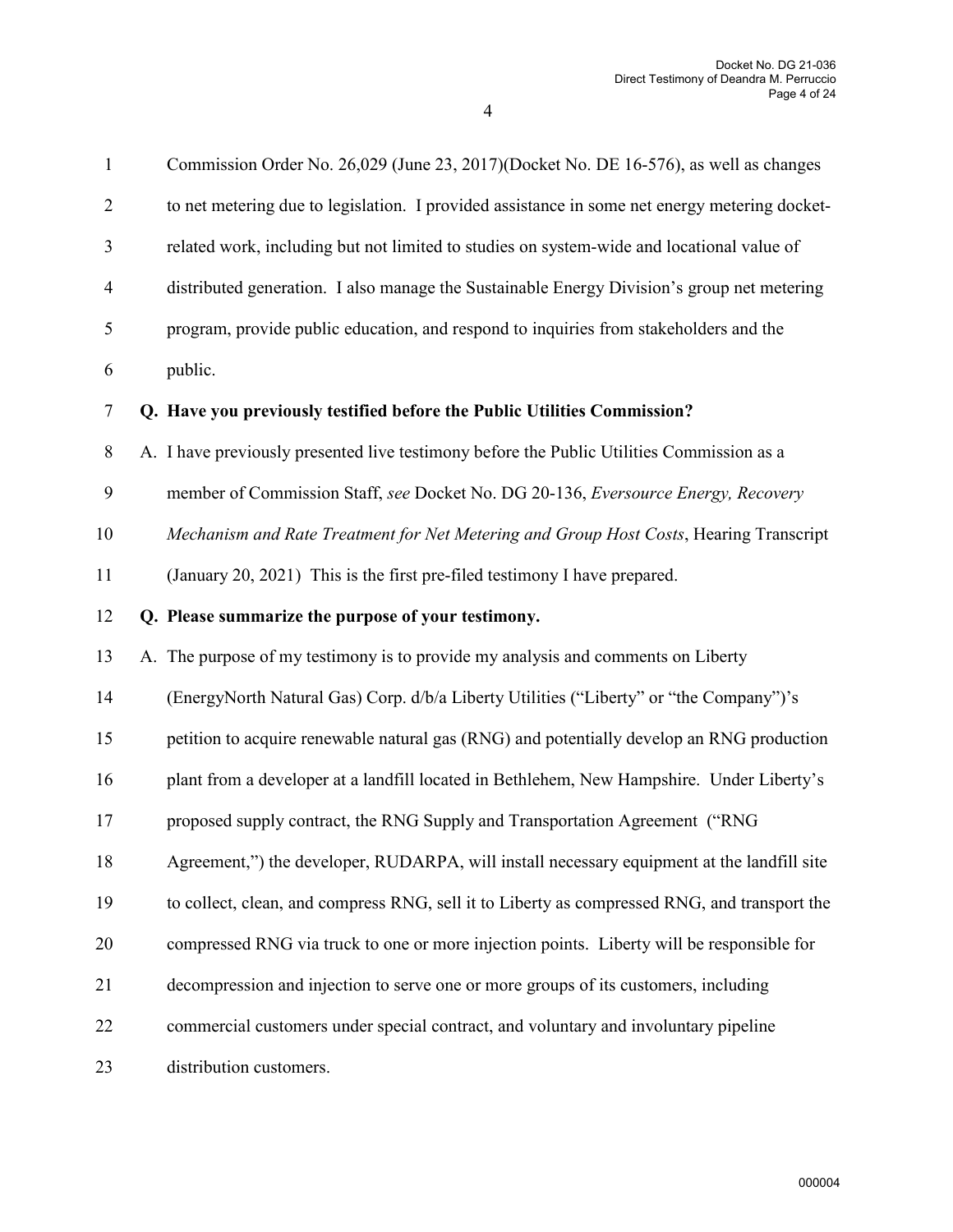Commission Order No. 26,029 (June 23, 2017)(Docket No. DE 16-576), as well as changes to net metering due to legislation. I provided assistance in some net energy metering docket-related work, including but not limited to studies on system-wide and locational value of distributed generation. I also manage the Sustainable Energy Division's group net metering program, provide public education, and respond to inquiries from stakeholders and the public.

**Q. Have you previously testified before the Public Utilities Commission?**

A. I have previously presented live testimony before the Public Utilities Commission as a member of Commission Staff, *see* Docket No. DG 20-136, *Eversource Energy, Recovery Mechanism and Rate Treatment for Net Metering and Group Host Costs*, Hearing Transcript (January 20, 2021) This is the first pre-filed testimony I have prepared.

**Q. Please summarize the purpose of your testimony.**

A. The purpose of my testimony is to provide my analysis and comments on Liberty (EnergyNorth Natural Gas) Corp. d/b/a Liberty Utilities ("Liberty" or "the Company")'s petition to acquire renewable natural gas (RNG) and potentially develop an RNG production plant from a developer at a landfill located in Bethlehem, New Hampshire. Under Liberty's proposed supply contract, the RNG Supply and Transportation Agreement ("RNG Agreement,") the developer, RUDARPA, will install necessary equipment at the landfill site to collect, clean, and compress RNG, sell it to Liberty as compressed RNG, and transport the compressed RNG via truck to one or more injection points. Liberty will be responsible for decompression and injection to serve one or more groups of its customers, including commercial customers under special contract, and voluntary and involuntary pipeline distribution customers.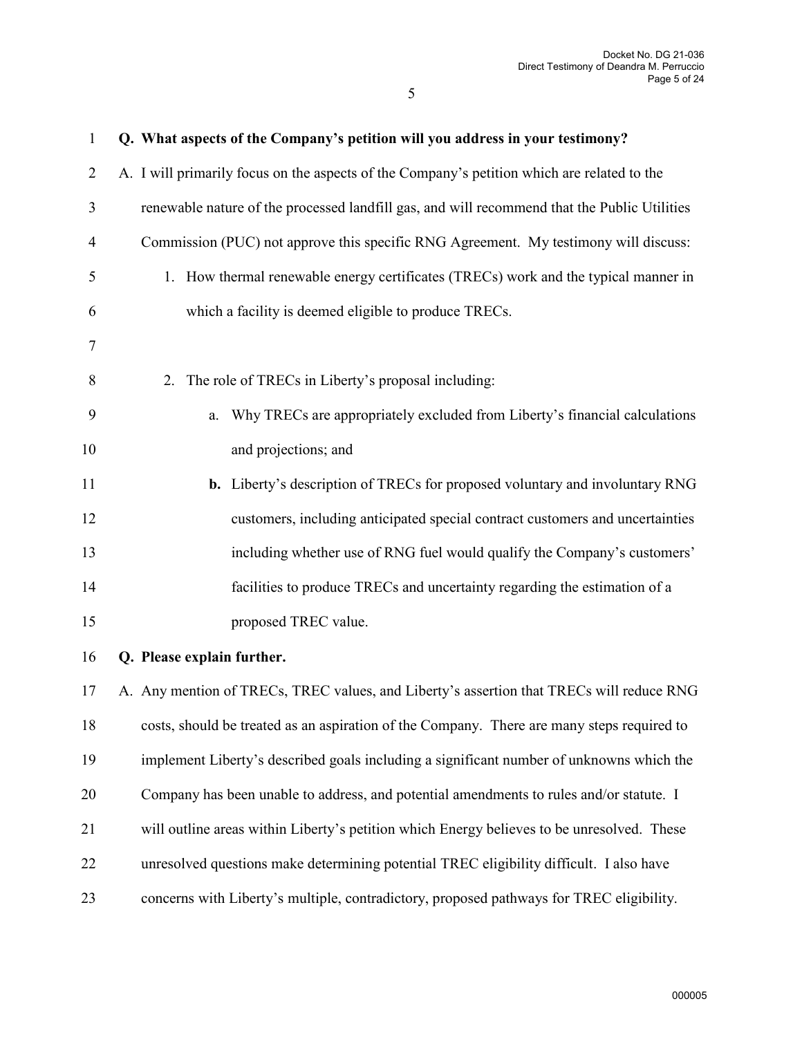**Q. What aspects of the Company's petition will you address in your testimony?**

A. I will primarily focus on the aspects of the Company's petition which are related to the renewable nature of the processed landfill gas, and will recommend that the Public Utilities Commission (PUC) not approve this specific RNG Agreement. My testimony will discuss:

1. How thermal renewable energy certificates (TRECs) work and the typical manner in which a facility is deemed eligible to produce TRECs.

2. The role of TRECs in Liberty's proposal including:
   a. Why TRECs are appropriately excluded from Liberty's financial calculations and projections; and
   **b.** Liberty's description of TRECs for proposed voluntary and involuntary RNG customers, including anticipated special contract customers and uncertainties including whether use of RNG fuel would qualify the Company's customers' facilities to produce TRECs and uncertainty regarding the estimation of a proposed TREC value.

**Q. Please explain further.**

A. Any mention of TRECs, TREC values, and Liberty's assertion that TRECs will reduce RNG costs, should be treated as an aspiration of the Company. There are many steps required to implement Liberty's described goals including a significant number of unknowns which the Company has been unable to address, and potential amendments to rules and/or statute. I will outline areas within Liberty's petition which Energy believes to be unresolved. These unresolved questions make determining potential TREC eligibility difficult. I also have concerns with Liberty's multiple, contradictory, proposed pathways for TREC eligibility.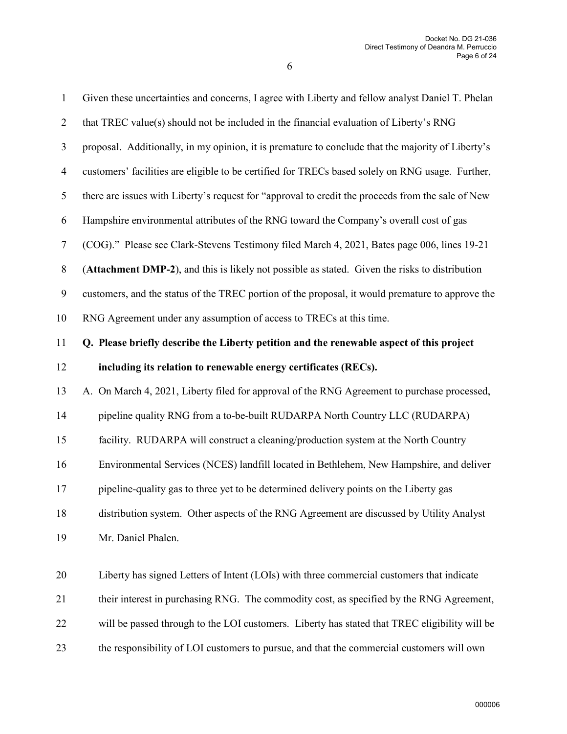Given these uncertainties and concerns, I agree with Liberty and fellow analyst Daniel T. Phelan that TREC value(s) should not be included in the financial evaluation of Liberty's RNG proposal. Additionally, in my opinion, it is premature to conclude that the majority of Liberty's customers' facilities are eligible to be certified for TRECs based solely on RNG usage. Further, there are issues with Liberty's request for "approval to credit the proceeds from the sale of New Hampshire environmental attributes of the RNG toward the Company's overall cost of gas (COG)." Please see Clark-Stevens Testimony filed March 4, 2021, Bates page 006, lines 19-21 (**Attachment DMP-2**), and this is likely not possible as stated. Given the risks to distribution customers, and the status of the TREC portion of the proposal, it would premature to approve the RNG Agreement under any assumption of access to TRECs at this time.

**Q. Please briefly describe the Liberty petition and the renewable aspect of this project including its relation to renewable energy certificates (RECs).**

A. On March 4, 2021, Liberty filed for approval of the RNG Agreement to purchase processed, pipeline quality RNG from a to-be-built RUDARPA North Country LLC (RUDARPA) facility. RUDARPA will construct a cleaning/production system at the North Country Environmental Services (NCES) landfill located in Bethlehem, New Hampshire, and deliver pipeline-quality gas to three yet to be determined delivery points on the Liberty gas distribution system. Other aspects of the RNG Agreement are discussed by Utility Analyst Mr. Daniel Phalen.

Liberty has signed Letters of Intent (LOIs) with three commercial customers that indicate their interest in purchasing RNG. The commodity cost, as specified by the RNG Agreement, will be passed through to the LOI customers. Liberty has stated that TREC eligibility will be the responsibility of LOI customers to pursue, and that the commercial customers will own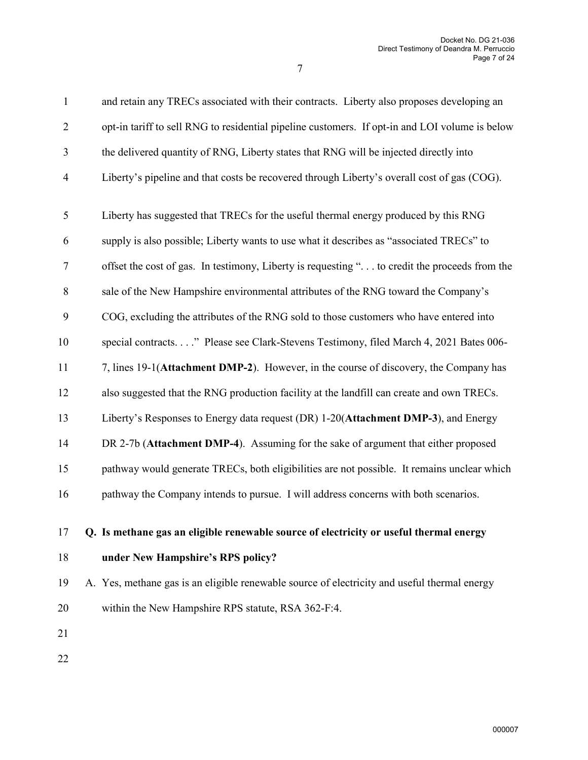and retain any TRECs associated with their contracts. Liberty also proposes developing an opt-in tariff to sell RNG to residential pipeline customers. If opt-in and LOI volume is below the delivered quantity of RNG, Liberty states that RNG will be injected directly into Liberty's pipeline and that costs be recovered through Liberty's overall cost of gas (COG).

Liberty has suggested that TRECs for the useful thermal energy produced by this RNG supply is also possible; Liberty wants to use what it describes as "associated TRECs" to offset the cost of gas. In testimony, Liberty is requesting ". . . to credit the proceeds from the sale of the New Hampshire environmental attributes of the RNG toward the Company's COG, excluding the attributes of the RNG sold to those customers who have entered into special contracts. . . ." Please see Clark-Stevens Testimony, filed March 4, 2021 Bates 006-7, lines 19-1(**Attachment DMP-2**). However, in the course of discovery, the Company has also suggested that the RNG production facility at the landfill can create and own TRECs. Liberty's Responses to Energy data request (DR) 1-20(**Attachment DMP-3**), and Energy DR 2-7b (**Attachment DMP-4**). Assuming for the sake of argument that either proposed pathway would generate TRECs, both eligibilities are not possible. It remains unclear which pathway the Company intends to pursue. I will address concerns with both scenarios.

**Q. Is methane gas an eligible renewable source of electricity or useful thermal energy under New Hampshire's RPS policy?**

A. Yes, methane gas is an eligible renewable source of electricity and useful thermal energy within the New Hampshire RPS statute, RSA 362-F:4.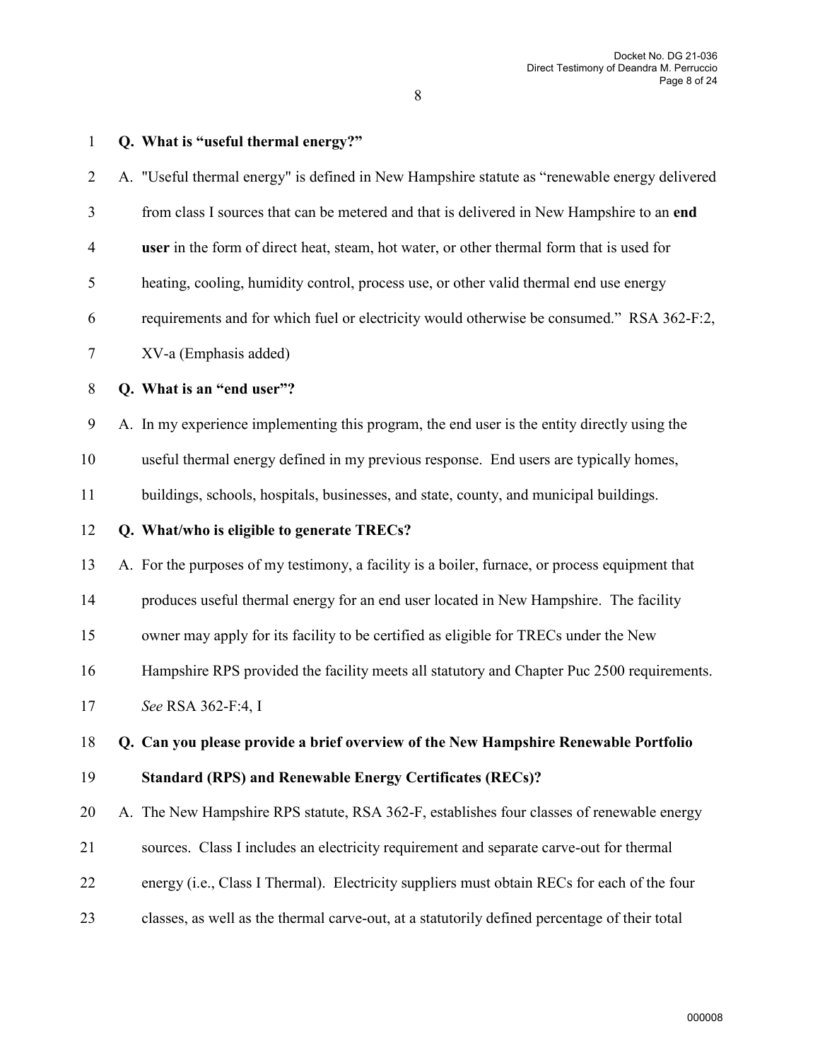**Q. What is "useful thermal energy?"**

A. "Useful thermal energy" is defined in New Hampshire statute as "renewable energy delivered from class I sources that can be metered and that is delivered in New Hampshire to an **end user** in the form of direct heat, steam, hot water, or other thermal form that is used for heating, cooling, humidity control, process use, or other valid thermal end use energy requirements and for which fuel or electricity would otherwise be consumed." RSA 362-F:2, XV-a (Emphasis added)

**Q. What is an "end user"?**

A. In my experience implementing this program, the end user is the entity directly using the useful thermal energy defined in my previous response. End users are typically homes, buildings, schools, hospitals, businesses, and state, county, and municipal buildings.

**Q. What/who is eligible to generate TRECs?**

A. For the purposes of my testimony, a facility is a boiler, furnace, or process equipment that produces useful thermal energy for an end user located in New Hampshire. The facility owner may apply for its facility to be certified as eligible for TRECs under the New Hampshire RPS provided the facility meets all statutory and Chapter Puc 2500 requirements. *See* RSA 362-F:4, I

**Q. Can you please provide a brief overview of the New Hampshire Renewable Portfolio Standard (RPS) and Renewable Energy Certificates (RECs)?**

A. The New Hampshire RPS statute, RSA 362-F, establishes four classes of renewable energy sources. Class I includes an electricity requirement and separate carve-out for thermal energy (i.e., Class I Thermal). Electricity suppliers must obtain RECs for each of the four classes, as well as the thermal carve-out, at a statutorily defined percentage of their total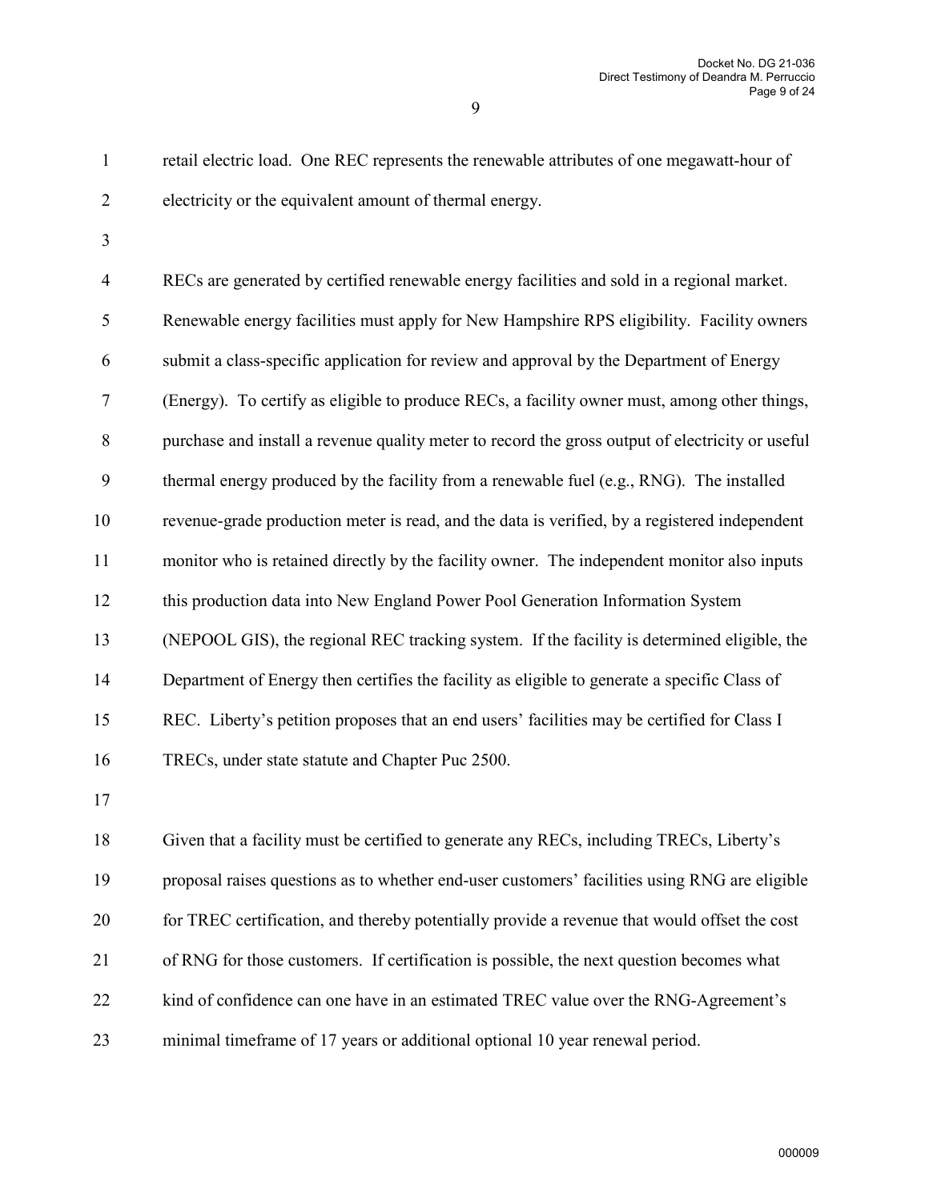retail electric load. One REC represents the renewable attributes of one megawatt-hour of electricity or the equivalent amount of thermal energy.

RECs are generated by certified renewable energy facilities and sold in a regional market. Renewable energy facilities must apply for New Hampshire RPS eligibility. Facility owners submit a class-specific application for review and approval by the Department of Energy (Energy). To certify as eligible to produce RECs, a facility owner must, among other things, purchase and install a revenue quality meter to record the gross output of electricity or useful thermal energy produced by the facility from a renewable fuel (e.g., RNG). The installed revenue-grade production meter is read, and the data is verified, by a registered independent monitor who is retained directly by the facility owner. The independent monitor also inputs this production data into New England Power Pool Generation Information System (NEPOOL GIS), the regional REC tracking system. If the facility is determined eligible, the Department of Energy then certifies the facility as eligible to generate a specific Class of REC. Liberty's petition proposes that an end users' facilities may be certified for Class I TRECs, under state statute and Chapter Puc 2500.

Given that a facility must be certified to generate any RECs, including TRECs, Liberty's proposal raises questions as to whether end-user customers' facilities using RNG are eligible for TREC certification, and thereby potentially provide a revenue that would offset the cost of RNG for those customers. If certification is possible, the next question becomes what kind of confidence can one have in an estimated TREC value over the RNG-Agreement's minimal timeframe of 17 years or additional optional 10 year renewal period.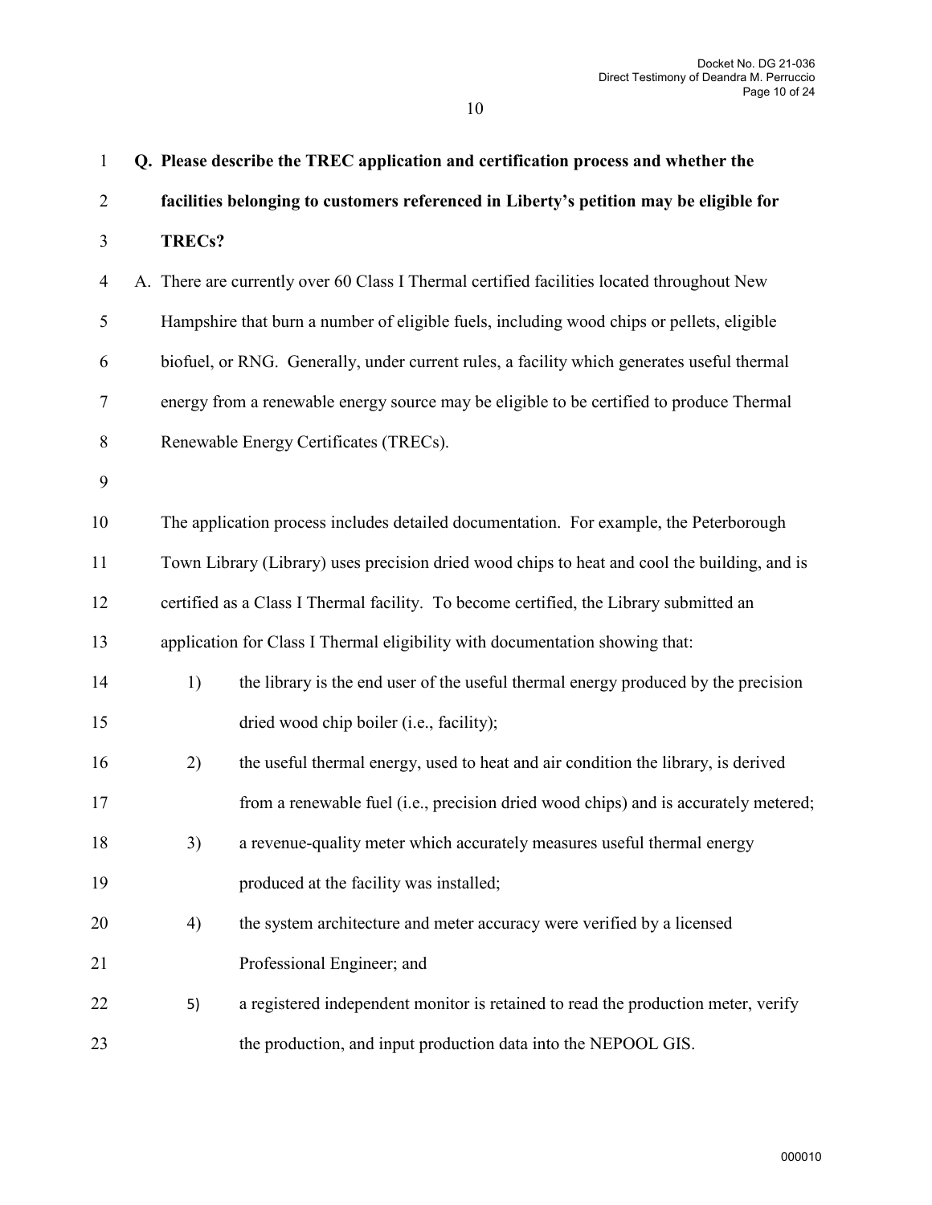**Q. Please describe the TREC application and certification process and whether the facilities belonging to customers referenced in Liberty's petition may be eligible for TRECs?**

A. There are currently over 60 Class I Thermal certified facilities located throughout New Hampshire that burn a number of eligible fuels, including wood chips or pellets, eligible biofuel, or RNG. Generally, under current rules, a facility which generates useful thermal energy from a renewable energy source may be eligible to be certified to produce Thermal Renewable Energy Certificates (TRECs).

The application process includes detailed documentation. For example, the Peterborough Town Library (Library) uses precision dried wood chips to heat and cool the building, and is certified as a Class I Thermal facility. To become certified, the Library submitted an application for Class I Thermal eligibility with documentation showing that:

1) the library is the end user of the useful thermal energy produced by the precision dried wood chip boiler (i.e., facility);
2) the useful thermal energy, used to heat and air condition the library, is derived from a renewable fuel (i.e., precision dried wood chips) and is accurately metered;
3) a revenue-quality meter which accurately measures useful thermal energy produced at the facility was installed;
4) the system architecture and meter accuracy were verified by a licensed Professional Engineer; and
5) a registered independent monitor is retained to read the production meter, verify the production, and input production data into the NEPOOL GIS.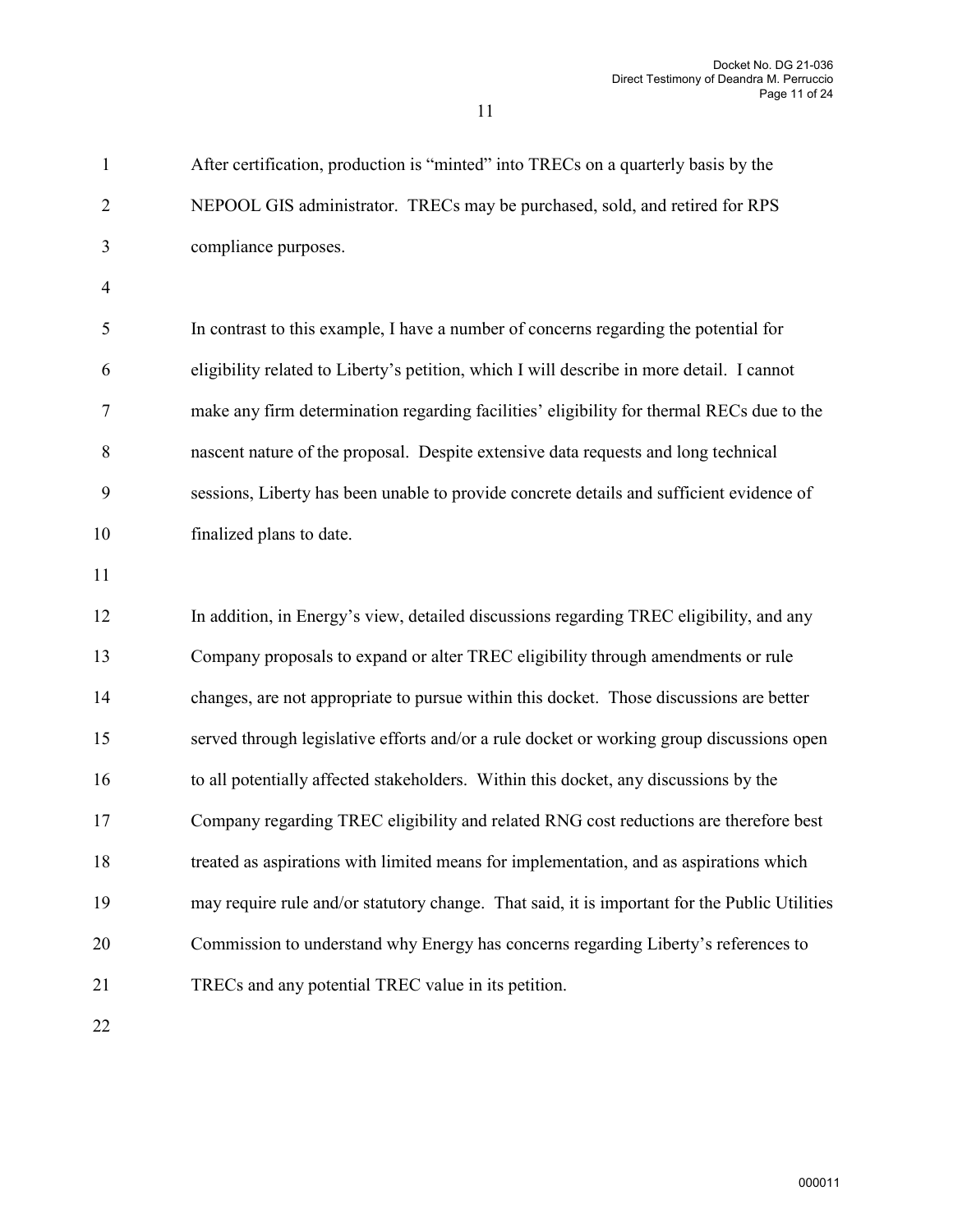After certification, production is "minted" into TRECs on a quarterly basis by the NEPOOL GIS administrator. TRECs may be purchased, sold, and retired for RPS compliance purposes.

In contrast to this example, I have a number of concerns regarding the potential for eligibility related to Liberty's petition, which I will describe in more detail. I cannot make any firm determination regarding facilities' eligibility for thermal RECs due to the nascent nature of the proposal. Despite extensive data requests and long technical sessions, Liberty has been unable to provide concrete details and sufficient evidence of finalized plans to date.

In addition, in Energy's view, detailed discussions regarding TREC eligibility, and any Company proposals to expand or alter TREC eligibility through amendments or rule changes, are not appropriate to pursue within this docket. Those discussions are better served through legislative efforts and/or a rule docket or working group discussions open to all potentially affected stakeholders. Within this docket, any discussions by the Company regarding TREC eligibility and related RNG cost reductions are therefore best treated as aspirations with limited means for implementation, and as aspirations which may require rule and/or statutory change. That said, it is important for the Public Utilities Commission to understand why Energy has concerns regarding Liberty's references to TRECs and any potential TREC value in its petition.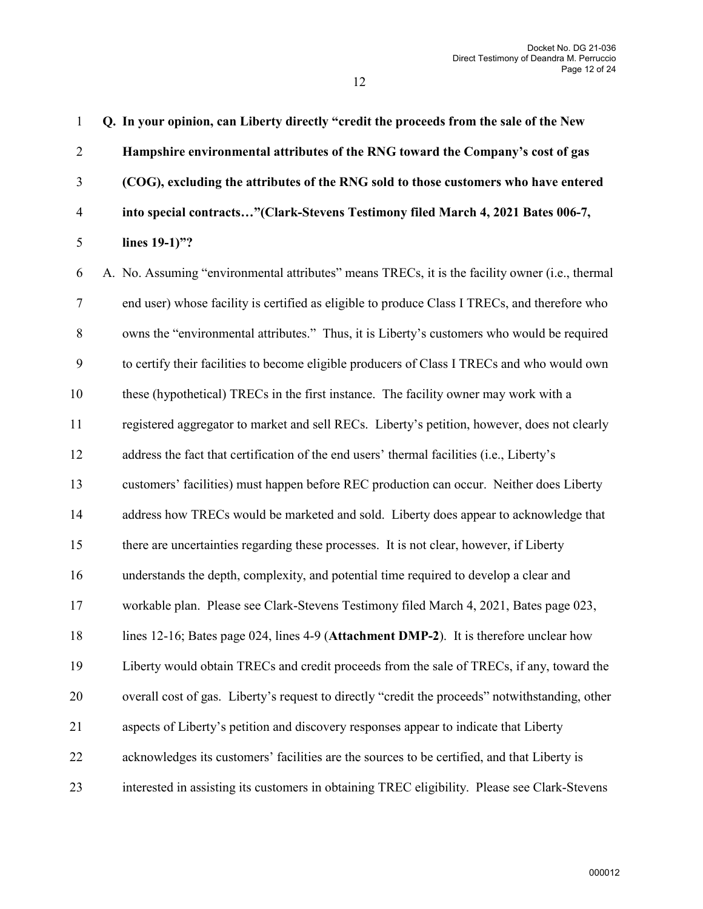**Q. In your opinion, can Liberty directly "credit the proceeds from the sale of the New Hampshire environmental attributes of the RNG toward the Company's cost of gas (COG), excluding the attributes of the RNG sold to those customers who have entered into special contracts…"(Clark-Stevens Testimony filed March 4, 2021 Bates 006-7, lines 19-1)"?**

A. No. Assuming "environmental attributes" means TRECs, it is the facility owner (i.e., thermal end user) whose facility is certified as eligible to produce Class I TRECs, and therefore who owns the "environmental attributes." Thus, it is Liberty's customers who would be required to certify their facilities to become eligible producers of Class I TRECs and who would own these (hypothetical) TRECs in the first instance. The facility owner may work with a registered aggregator to market and sell RECs. Liberty's petition, however, does not clearly address the fact that certification of the end users' thermal facilities (i.e., Liberty's customers' facilities) must happen before REC production can occur. Neither does Liberty address how TRECs would be marketed and sold. Liberty does appear to acknowledge that there are uncertainties regarding these processes. It is not clear, however, if Liberty understands the depth, complexity, and potential time required to develop a clear and workable plan. Please see Clark-Stevens Testimony filed March 4, 2021, Bates page 023, lines 12-16; Bates page 024, lines 4-9 (**Attachment DMP-2**). It is therefore unclear how Liberty would obtain TRECs and credit proceeds from the sale of TRECs, if any, toward the overall cost of gas. Liberty's request to directly "credit the proceeds" notwithstanding, other aspects of Liberty's petition and discovery responses appear to indicate that Liberty acknowledges its customers' facilities are the sources to be certified, and that Liberty is interested in assisting its customers in obtaining TREC eligibility. Please see Clark-Stevens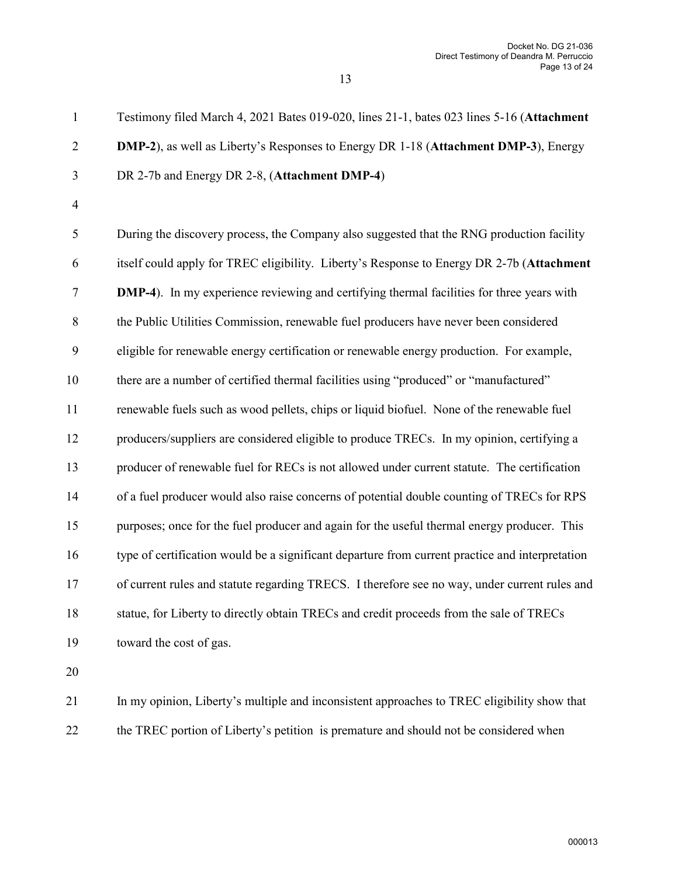Testimony filed March 4, 2021 Bates 019-020, lines 21-1, bates 023 lines 5-16 (**Attachment DMP-2**), as well as Liberty's Responses to Energy DR 1-18 (**Attachment DMP-3**), Energy DR 2-7b and Energy DR 2-8, (**Attachment DMP-4**)

During the discovery process, the Company also suggested that the RNG production facility itself could apply for TREC eligibility. Liberty's Response to Energy DR 2-7b (**Attachment DMP-4**). In my experience reviewing and certifying thermal facilities for three years with the Public Utilities Commission, renewable fuel producers have never been considered eligible for renewable energy certification or renewable energy production. For example, there are a number of certified thermal facilities using "produced" or "manufactured" renewable fuels such as wood pellets, chips or liquid biofuel. None of the renewable fuel producers/suppliers are considered eligible to produce TRECs. In my opinion, certifying a producer of renewable fuel for RECs is not allowed under current statute. The certification of a fuel producer would also raise concerns of potential double counting of TRECs for RPS purposes; once for the fuel producer and again for the useful thermal energy producer. This type of certification would be a significant departure from current practice and interpretation of current rules and statute regarding TRECS. I therefore see no way, under current rules and statue, for Liberty to directly obtain TRECs and credit proceeds from the sale of TRECs toward the cost of gas.

In my opinion, Liberty's multiple and inconsistent approaches to TREC eligibility show that the TREC portion of Liberty's petition is premature and should not be considered when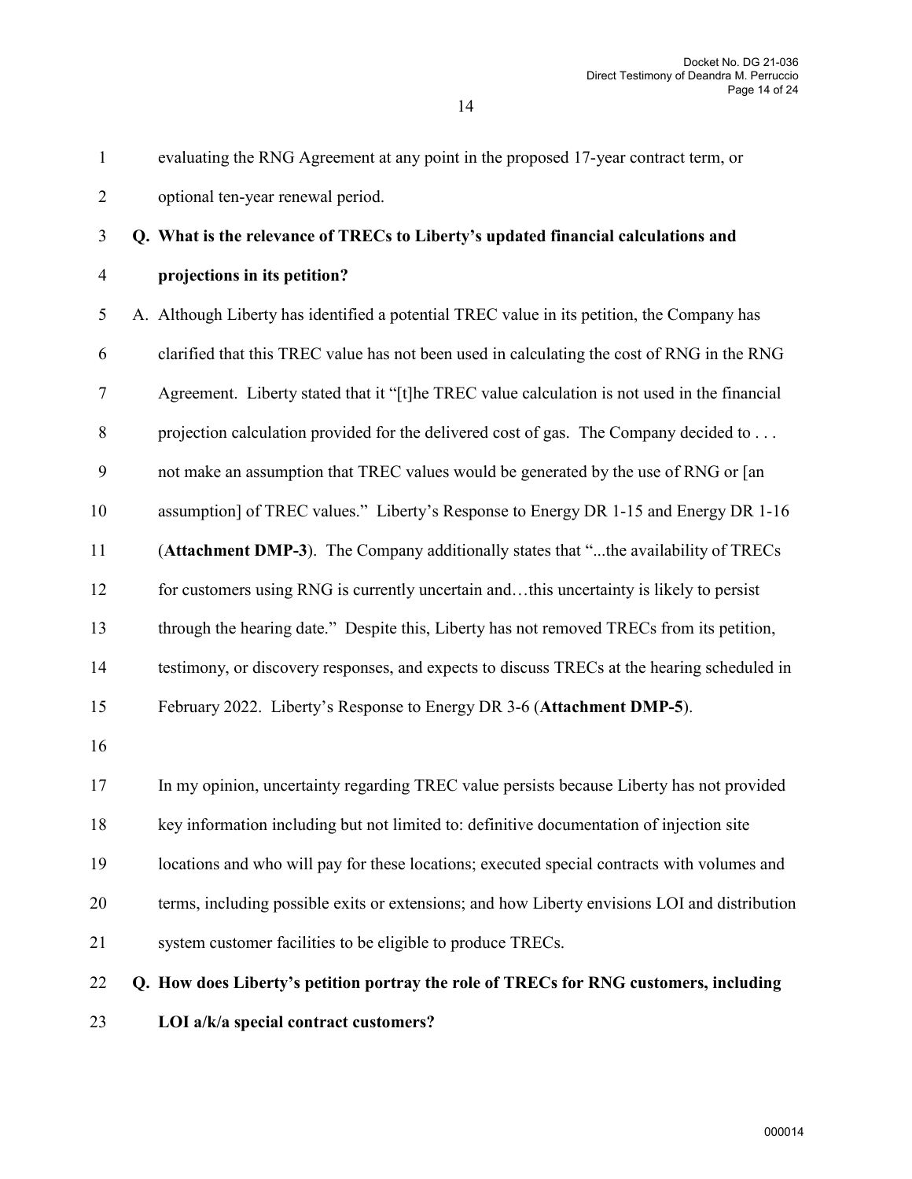evaluating the RNG Agreement at any point in the proposed 17-year contract term, or optional ten-year renewal period.

**Q. What is the relevance of TRECs to Liberty's updated financial calculations and projections in its petition?**

A. Although Liberty has identified a potential TREC value in its petition, the Company has clarified that this TREC value has not been used in calculating the cost of RNG in the RNG Agreement. Liberty stated that it "[t]he TREC value calculation is not used in the financial projection calculation provided for the delivered cost of gas. The Company decided to . . . not make an assumption that TREC values would be generated by the use of RNG or [an assumption] of TREC values." Liberty's Response to Energy DR 1-15 and Energy DR 1-16 (**Attachment DMP-3**). The Company additionally states that "...the availability of TRECs for customers using RNG is currently uncertain and…this uncertainty is likely to persist through the hearing date." Despite this, Liberty has not removed TRECs from its petition, testimony, or discovery responses, and expects to discuss TRECs at the hearing scheduled in February 2022. Liberty's Response to Energy DR 3-6 (**Attachment DMP-5**).

In my opinion, uncertainty regarding TREC value persists because Liberty has not provided key information including but not limited to: definitive documentation of injection site locations and who will pay for these locations; executed special contracts with volumes and terms, including possible exits or extensions; and how Liberty envisions LOI and distribution system customer facilities to be eligible to produce TRECs.

**Q. How does Liberty's petition portray the role of TRECs for RNG customers, including LOI a/k/a special contract customers?**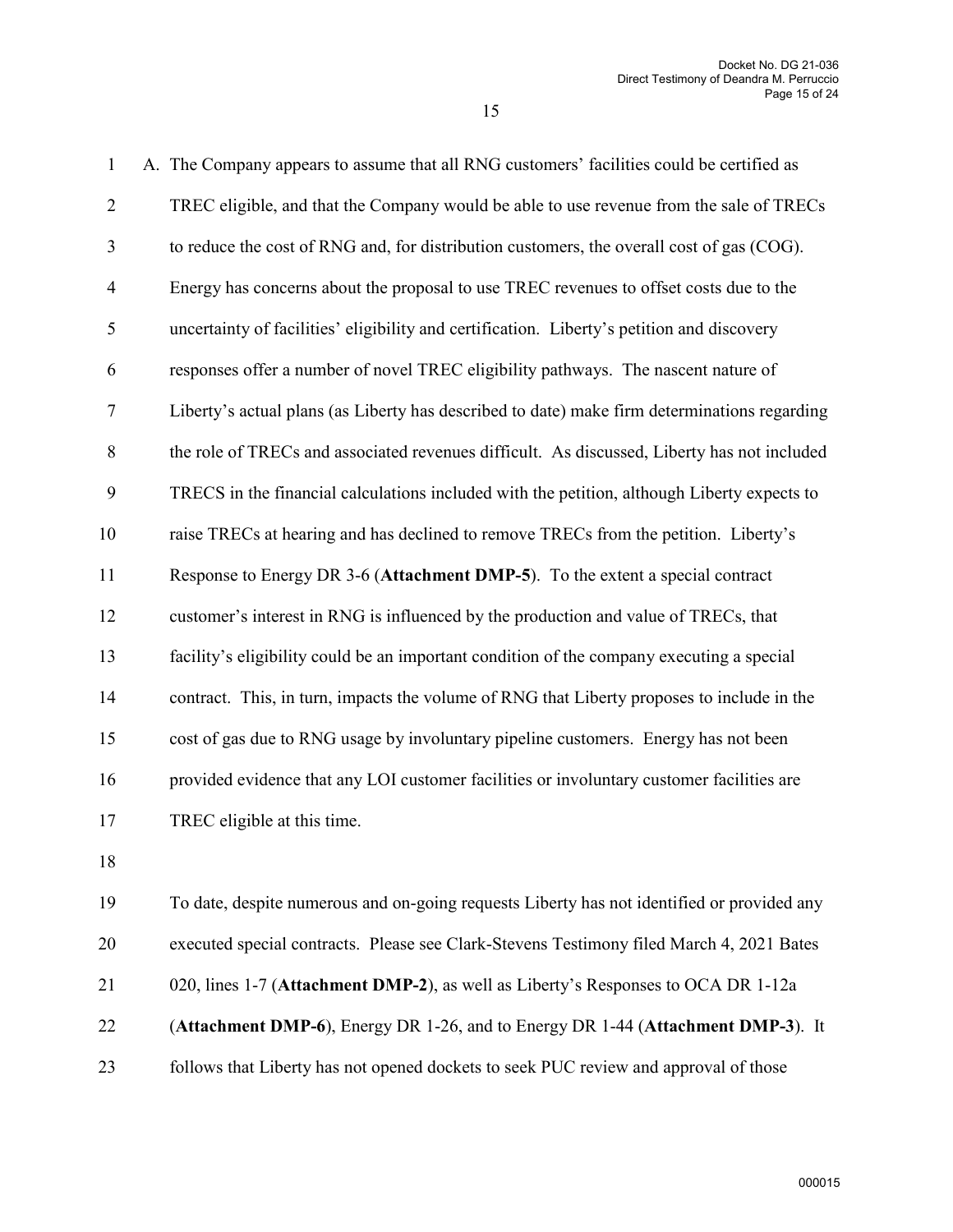A. The Company appears to assume that all RNG customers' facilities could be certified as TREC eligible, and that the Company would be able to use revenue from the sale of TRECs to reduce the cost of RNG and, for distribution customers, the overall cost of gas (COG). Energy has concerns about the proposal to use TREC revenues to offset costs due to the uncertainty of facilities' eligibility and certification. Liberty's petition and discovery responses offer a number of novel TREC eligibility pathways. The nascent nature of Liberty's actual plans (as Liberty has described to date) make firm determinations regarding the role of TRECs and associated revenues difficult. As discussed, Liberty has not included TRECS in the financial calculations included with the petition, although Liberty expects to raise TRECs at hearing and has declined to remove TRECs from the petition. Liberty's Response to Energy DR 3-6 (**Attachment DMP-5**). To the extent a special contract customer's interest in RNG is influenced by the production and value of TRECs, that facility's eligibility could be an important condition of the company executing a special contract. This, in turn, impacts the volume of RNG that Liberty proposes to include in the cost of gas due to RNG usage by involuntary pipeline customers. Energy has not been provided evidence that any LOI customer facilities or involuntary customer facilities are TREC eligible at this time.

To date, despite numerous and on-going requests Liberty has not identified or provided any executed special contracts. Please see Clark-Stevens Testimony filed March 4, 2021 Bates 020, lines 1-7 (**Attachment DMP-2**), as well as Liberty's Responses to OCA DR 1-12a (**Attachment DMP-6**), Energy DR 1-26, and to Energy DR 1-44 (**Attachment DMP-3**). It follows that Liberty has not opened dockets to seek PUC review and approval of those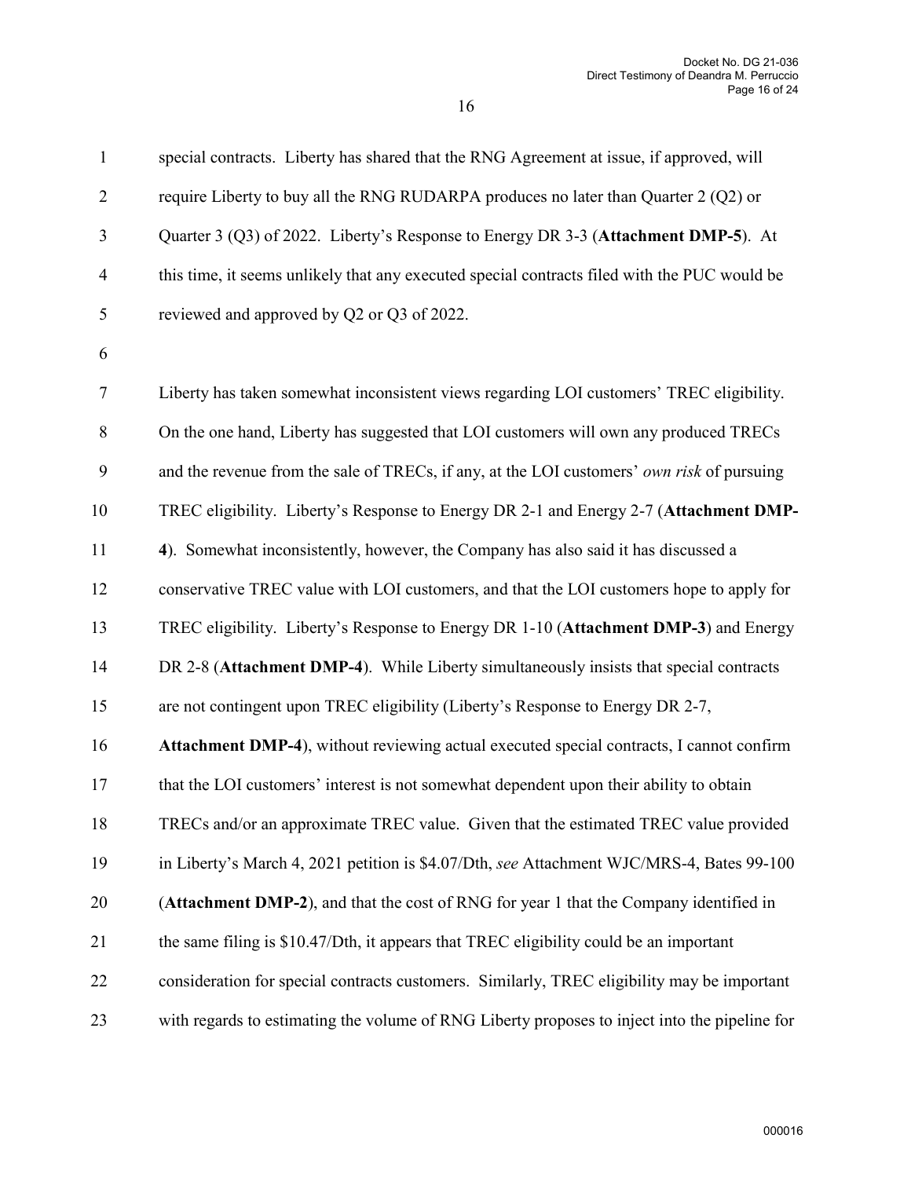special contracts. Liberty has shared that the RNG Agreement at issue, if approved, will require Liberty to buy all the RNG RUDARPA produces no later than Quarter 2 (Q2) or Quarter 3 (Q3) of 2022. Liberty's Response to Energy DR 3-3 (**Attachment DMP-5**). At this time, it seems unlikely that any executed special contracts filed with the PUC would be reviewed and approved by Q2 or Q3 of 2022.

Liberty has taken somewhat inconsistent views regarding LOI customers' TREC eligibility. On the one hand, Liberty has suggested that LOI customers will own any produced TRECs and the revenue from the sale of TRECs, if any, at the LOI customers' *own risk* of pursuing TREC eligibility. Liberty's Response to Energy DR 2-1 and Energy 2-7 (**Attachment DMP-4**). Somewhat inconsistently, however, the Company has also said it has discussed a conservative TREC value with LOI customers, and that the LOI customers hope to apply for TREC eligibility. Liberty's Response to Energy DR 1-10 (**Attachment DMP-3**) and Energy DR 2-8 (**Attachment DMP-4**). While Liberty simultaneously insists that special contracts are not contingent upon TREC eligibility (Liberty's Response to Energy DR 2-7, **Attachment DMP-4**), without reviewing actual executed special contracts, I cannot confirm that the LOI customers' interest is not somewhat dependent upon their ability to obtain TRECs and/or an approximate TREC value. Given that the estimated TREC value provided in Liberty's March 4, 2021 petition is $4.07/Dth, *see* Attachment WJC/MRS-4, Bates 99-100 (**Attachment DMP-2**), and that the cost of RNG for year 1 that the Company identified in the same filing is $10.47/Dth, it appears that TREC eligibility could be an important consideration for special contracts customers. Similarly, TREC eligibility may be important with regards to estimating the volume of RNG Liberty proposes to inject into the pipeline for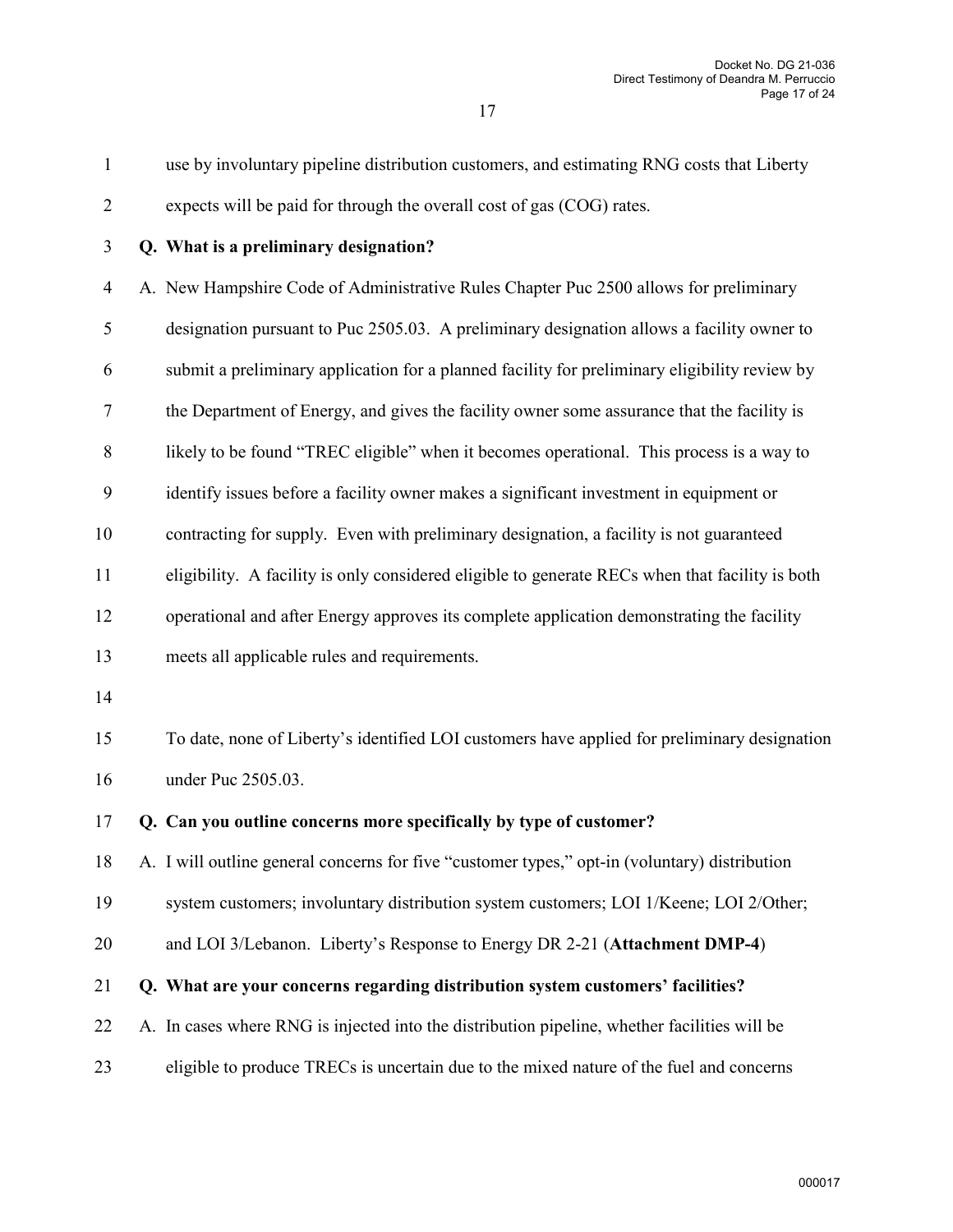use by involuntary pipeline distribution customers, and estimating RNG costs that Liberty expects will be paid for through the overall cost of gas (COG) rates.

**Q. What is a preliminary designation?**

A. New Hampshire Code of Administrative Rules Chapter Puc 2500 allows for preliminary designation pursuant to Puc 2505.03. A preliminary designation allows a facility owner to submit a preliminary application for a planned facility for preliminary eligibility review by the Department of Energy, and gives the facility owner some assurance that the facility is likely to be found "TREC eligible" when it becomes operational. This process is a way to identify issues before a facility owner makes a significant investment in equipment or contracting for supply. Even with preliminary designation, a facility is not guaranteed eligibility. A facility is only considered eligible to generate RECs when that facility is both operational and after Energy approves its complete application demonstrating the facility meets all applicable rules and requirements.

To date, none of Liberty's identified LOI customers have applied for preliminary designation under Puc 2505.03.

**Q. Can you outline concerns more specifically by type of customer?**

A. I will outline general concerns for five "customer types," opt-in (voluntary) distribution system customers; involuntary distribution system customers; LOI 1/Keene; LOI 2/Other; and LOI 3/Lebanon. Liberty's Response to Energy DR 2-21 (**Attachment DMP-4**)

**Q. What are your concerns regarding distribution system customers' facilities?**

A. In cases where RNG is injected into the distribution pipeline, whether facilities will be eligible to produce TRECs is uncertain due to the mixed nature of the fuel and concerns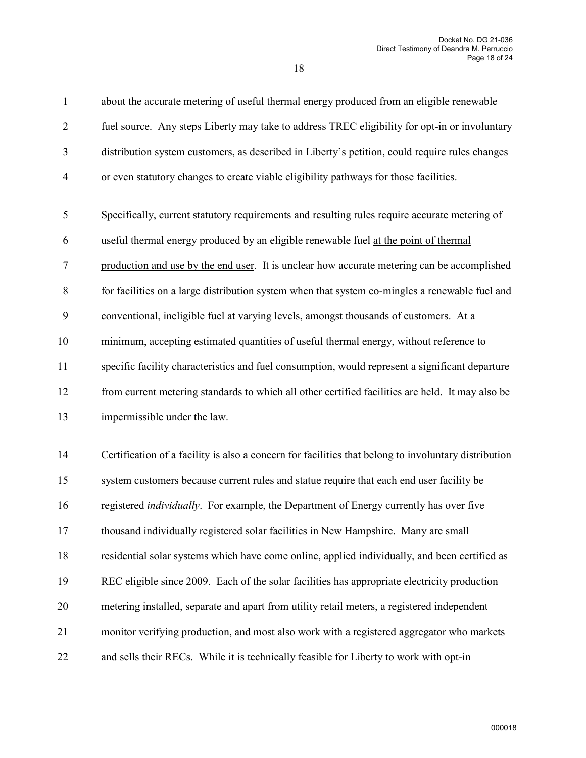about the accurate metering of useful thermal energy produced from an eligible renewable fuel source. Any steps Liberty may take to address TREC eligibility for opt-in or involuntary distribution system customers, as described in Liberty's petition, could require rules changes or even statutory changes to create viable eligibility pathways for those facilities.

Specifically, current statutory requirements and resulting rules require accurate metering of useful thermal energy produced by an eligible renewable fuel <u>at the point of thermal production and use by the end user</u>. It is unclear how accurate metering can be accomplished for facilities on a large distribution system when that system co-mingles a renewable fuel and conventional, ineligible fuel at varying levels, amongst thousands of customers. At a minimum, accepting estimated quantities of useful thermal energy, without reference to specific facility characteristics and fuel consumption, would represent a significant departure from current metering standards to which all other certified facilities are held. It may also be impermissible under the law.

Certification of a facility is also a concern for facilities that belong to involuntary distribution system customers because current rules and statue require that each end user facility be registered *individually*. For example, the Department of Energy currently has over five thousand individually registered solar facilities in New Hampshire. Many are small residential solar systems which have come online, applied individually, and been certified as REC eligible since 2009. Each of the solar facilities has appropriate electricity production metering installed, separate and apart from utility retail meters, a registered independent monitor verifying production, and most also work with a registered aggregator who markets and sells their RECs. While it is technically feasible for Liberty to work with opt-in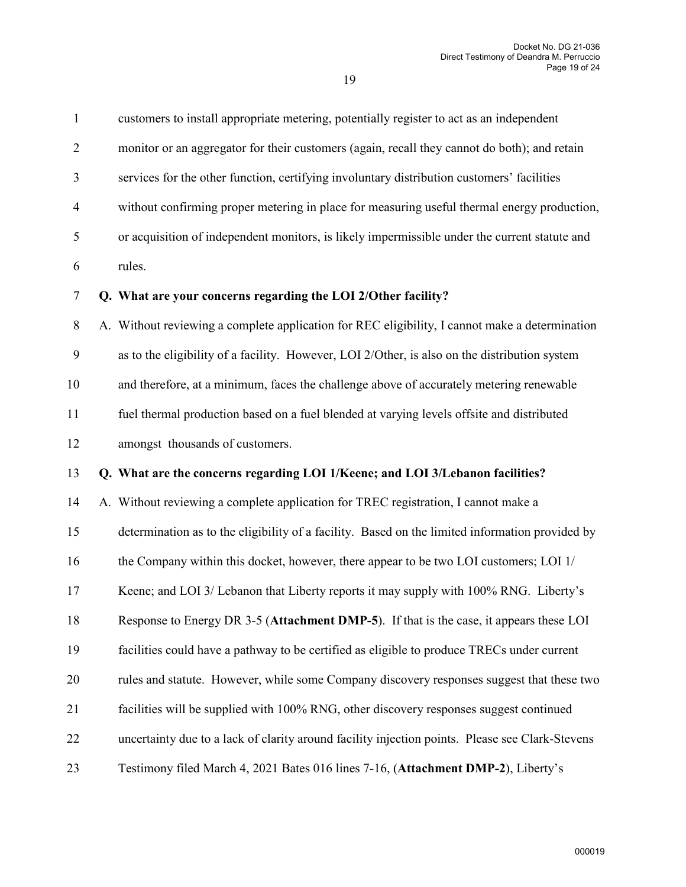customers to install appropriate metering, potentially register to act as an independent monitor or an aggregator for their customers (again, recall they cannot do both); and retain services for the other function, certifying involuntary distribution customers' facilities without confirming proper metering in place for measuring useful thermal energy production, or acquisition of independent monitors, is likely impermissible under the current statute and rules.

**Q. What are your concerns regarding the LOI 2/Other facility?**

A. Without reviewing a complete application for REC eligibility, I cannot make a determination as to the eligibility of a facility. However, LOI 2/Other, is also on the distribution system and therefore, at a minimum, faces the challenge above of accurately metering renewable fuel thermal production based on a fuel blended at varying levels offsite and distributed amongst thousands of customers.

**Q. What are the concerns regarding LOI 1/Keene; and LOI 3/Lebanon facilities?**

A. Without reviewing a complete application for TREC registration, I cannot make a determination as to the eligibility of a facility. Based on the limited information provided by the Company within this docket, however, there appear to be two LOI customers; LOI 1/ Keene; and LOI 3/ Lebanon that Liberty reports it may supply with 100% RNG. Liberty's Response to Energy DR 3-5 (**Attachment DMP-5**). If that is the case, it appears these LOI facilities could have a pathway to be certified as eligible to produce TRECs under current rules and statute. However, while some Company discovery responses suggest that these two facilities will be supplied with 100% RNG, other discovery responses suggest continued uncertainty due to a lack of clarity around facility injection points. Please see Clark-Stevens Testimony filed March 4, 2021 Bates 016 lines 7-16, (**Attachment DMP-2**), Liberty's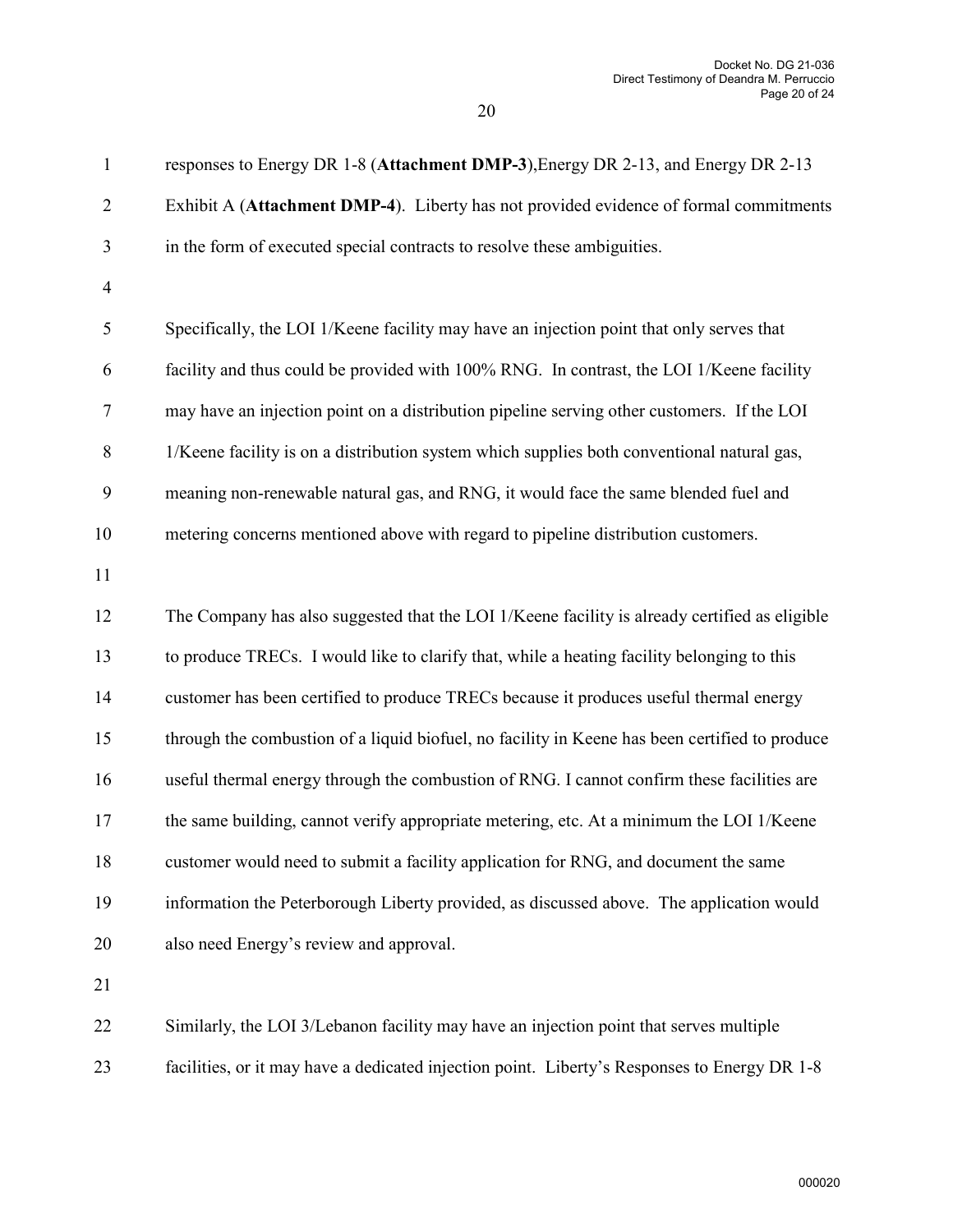responses to Energy DR 1-8 (**Attachment DMP-3**),Energy DR 2-13, and Energy DR 2-13 Exhibit A (**Attachment DMP-4**). Liberty has not provided evidence of formal commitments in the form of executed special contracts to resolve these ambiguities.

Specifically, the LOI 1/Keene facility may have an injection point that only serves that facility and thus could be provided with 100% RNG. In contrast, the LOI 1/Keene facility may have an injection point on a distribution pipeline serving other customers. If the LOI 1/Keene facility is on a distribution system which supplies both conventional natural gas, meaning non-renewable natural gas, and RNG, it would face the same blended fuel and metering concerns mentioned above with regard to pipeline distribution customers.

The Company has also suggested that the LOI 1/Keene facility is already certified as eligible to produce TRECs. I would like to clarify that, while a heating facility belonging to this customer has been certified to produce TRECs because it produces useful thermal energy through the combustion of a liquid biofuel, no facility in Keene has been certified to produce useful thermal energy through the combustion of RNG. I cannot confirm these facilities are the same building, cannot verify appropriate metering, etc. At a minimum the LOI 1/Keene customer would need to submit a facility application for RNG, and document the same information the Peterborough Liberty provided, as discussed above. The application would also need Energy's review and approval.

Similarly, the LOI 3/Lebanon facility may have an injection point that serves multiple facilities, or it may have a dedicated injection point. Liberty's Responses to Energy DR 1-8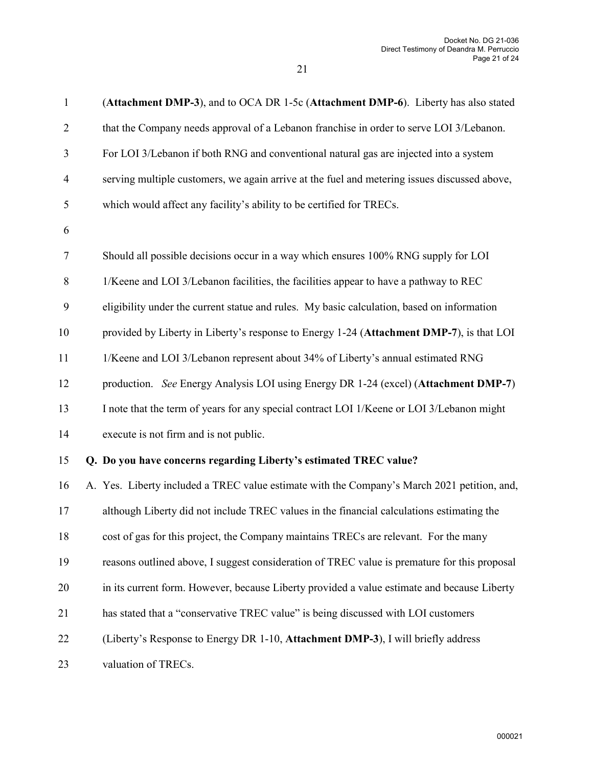(**Attachment DMP-3**), and to OCA DR 1-5c (**Attachment DMP-6**). Liberty has also stated that the Company needs approval of a Lebanon franchise in order to serve LOI 3/Lebanon. For LOI 3/Lebanon if both RNG and conventional natural gas are injected into a system serving multiple customers, we again arrive at the fuel and metering issues discussed above, which would affect any facility's ability to be certified for TRECs.

Should all possible decisions occur in a way which ensures 100% RNG supply for LOI 1/Keene and LOI 3/Lebanon facilities, the facilities appear to have a pathway to REC eligibility under the current statue and rules. My basic calculation, based on information provided by Liberty in Liberty's response to Energy 1-24 (**Attachment DMP-7**), is that LOI 1/Keene and LOI 3/Lebanon represent about 34% of Liberty's annual estimated RNG production. *See* Energy Analysis LOI using Energy DR 1-24 (excel) (**Attachment DMP-7**) I note that the term of years for any special contract LOI 1/Keene or LOI 3/Lebanon might execute is not firm and is not public.

**Q. Do you have concerns regarding Liberty's estimated TREC value?**

A. Yes. Liberty included a TREC value estimate with the Company's March 2021 petition, and, although Liberty did not include TREC values in the financial calculations estimating the cost of gas for this project, the Company maintains TRECs are relevant. For the many reasons outlined above, I suggest consideration of TREC value is premature for this proposal in its current form. However, because Liberty provided a value estimate and because Liberty has stated that a "conservative TREC value" is being discussed with LOI customers (Liberty's Response to Energy DR 1-10, **Attachment DMP-3**), I will briefly address valuation of TRECs.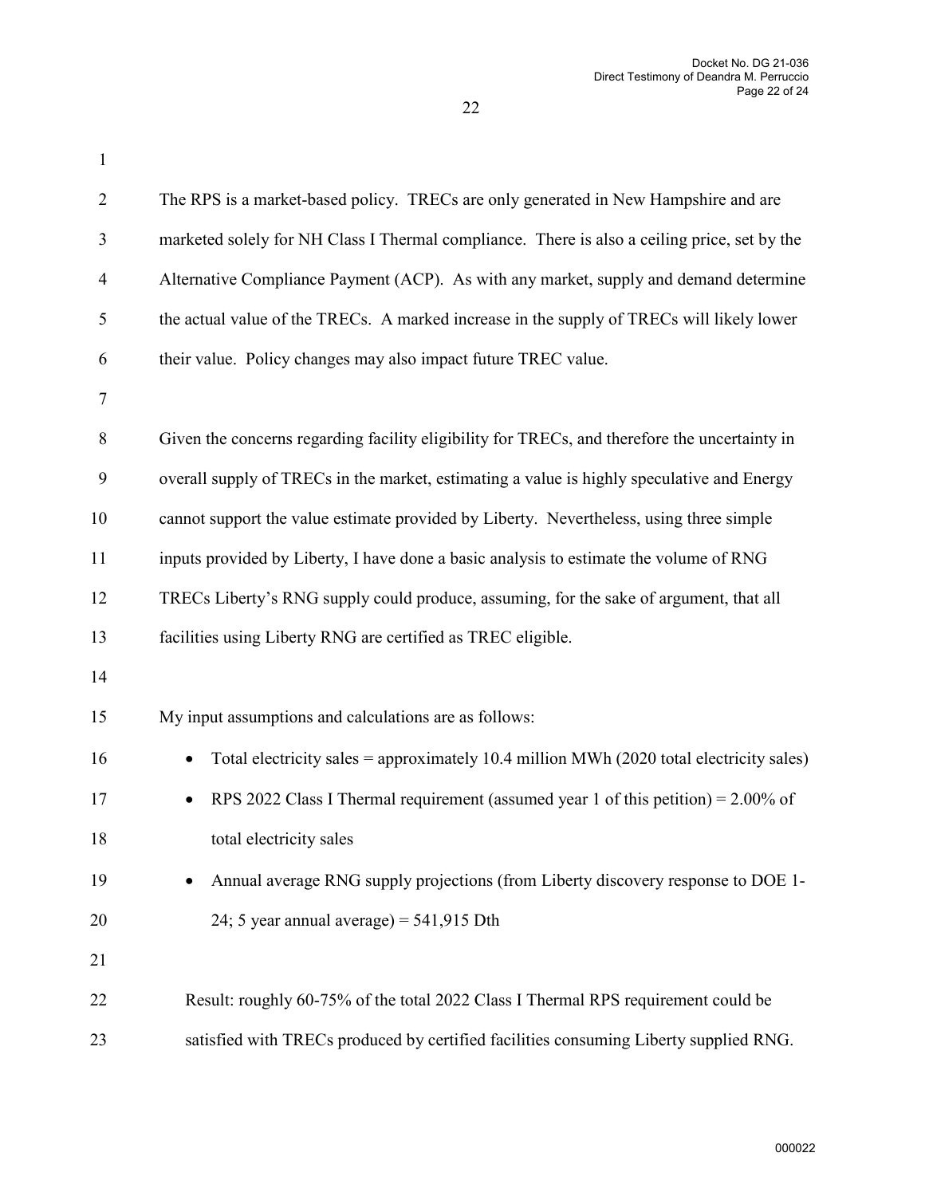The RPS is a market-based policy. TRECs are only generated in New Hampshire and are marketed solely for NH Class I Thermal compliance. There is also a ceiling price, set by the Alternative Compliance Payment (ACP). As with any market, supply and demand determine the actual value of the TRECs. A marked increase in the supply of TRECs will likely lower their value. Policy changes may also impact future TREC value.

Given the concerns regarding facility eligibility for TRECs, and therefore the uncertainty in overall supply of TRECs in the market, estimating a value is highly speculative and Energy cannot support the value estimate provided by Liberty. Nevertheless, using three simple inputs provided by Liberty, I have done a basic analysis to estimate the volume of RNG TRECs Liberty's RNG supply could produce, assuming, for the sake of argument, that all facilities using Liberty RNG are certified as TREC eligible.

My input assumptions and calculations are as follows:

- Total electricity sales = approximately 10.4 million MWh (2020 total electricity sales)
- RPS 2022 Class I Thermal requirement (assumed year 1 of this petition) = 2.00% of total electricity sales
- Annual average RNG supply projections (from Liberty discovery response to DOE 1-24; 5 year annual average) = 541,915 Dth

Result: roughly 60-75% of the total 2022 Class I Thermal RPS requirement could be satisfied with TRECs produced by certified facilities consuming Liberty supplied RNG.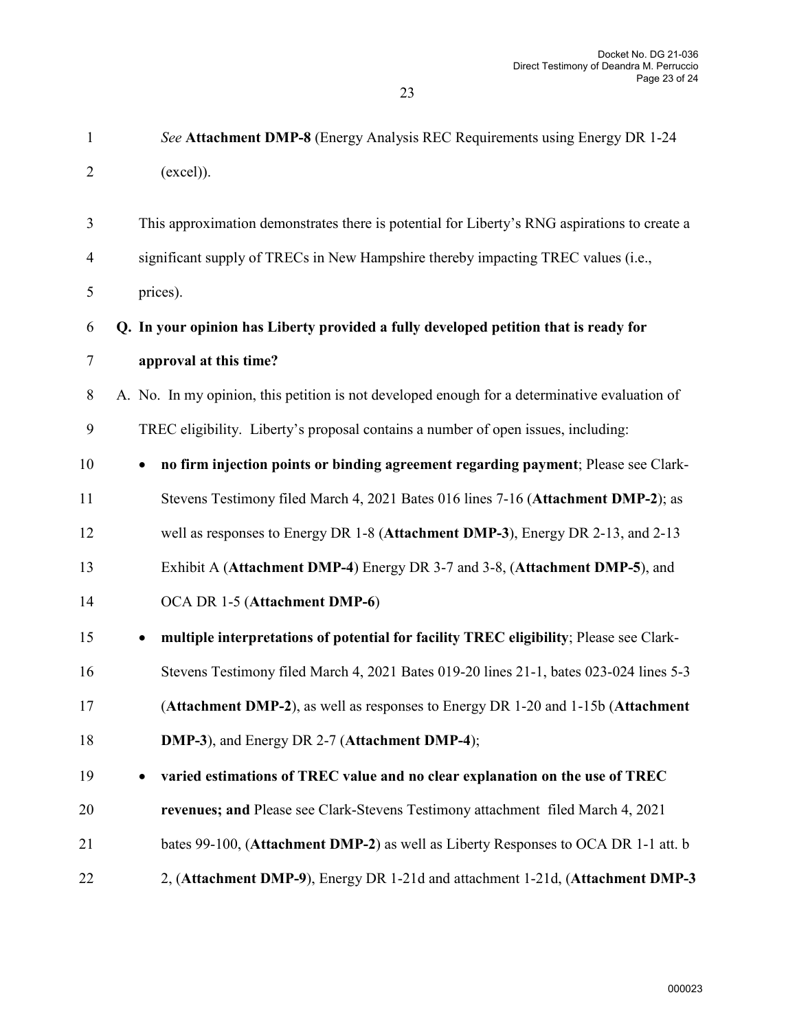*See* **Attachment DMP-8** (Energy Analysis REC Requirements using Energy DR 1-24 (excel)).

This approximation demonstrates there is potential for Liberty's RNG aspirations to create a significant supply of TRECs in New Hampshire thereby impacting TREC values (i.e., prices).

**Q. In your opinion has Liberty provided a fully developed petition that is ready for approval at this time?**

A. No. In my opinion, this petition is not developed enough for a determinative evaluation of TREC eligibility. Liberty's proposal contains a number of open issues, including:

- **no firm injection points or binding agreement regarding payment**; Please see Clark-Stevens Testimony filed March 4, 2021 Bates 016 lines 7-16 (**Attachment DMP-2**); as well as responses to Energy DR 1-8 (**Attachment DMP-3**), Energy DR 2-13, and 2-13 Exhibit A (**Attachment DMP-4**) Energy DR 3-7 and 3-8, (**Attachment DMP-5**), and OCA DR 1-5 (**Attachment DMP-6**)
- **multiple interpretations of potential for facility TREC eligibility**; Please see Clark-Stevens Testimony filed March 4, 2021 Bates 019-20 lines 21-1, bates 023-024 lines 5-3 (**Attachment DMP-2**), as well as responses to Energy DR 1-20 and 1-15b (**Attachment DMP-3**), and Energy DR 2-7 (**Attachment DMP-4**);
- **varied estimations of TREC value and no clear explanation on the use of TREC revenues; and** Please see Clark-Stevens Testimony attachment filed March 4, 2021 bates 99-100, (**Attachment DMP-2**) as well as Liberty Responses to OCA DR 1-1 att. b 2, (**Attachment DMP-9**), Energy DR 1-21d and attachment 1-21d, (**Attachment DMP-3**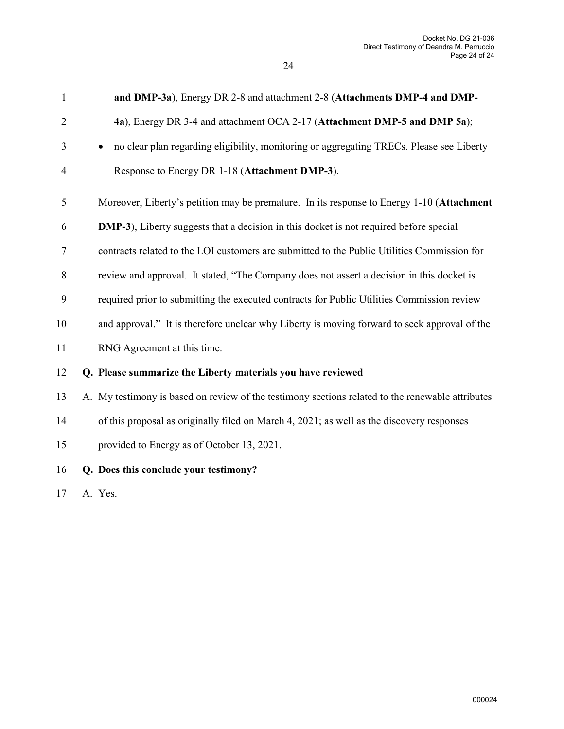**and DMP-3a**), Energy DR 2-8 and attachment 2-8 (**Attachments DMP-4 and DMP-4a**), Energy DR 3-4 and attachment OCA 2-17 (**Attachment DMP-5 and DMP 5a**);

- no clear plan regarding eligibility, monitoring or aggregating TRECs. Please see Liberty Response to Energy DR 1-18 (**Attachment DMP-3**).

Moreover, Liberty's petition may be premature. In its response to Energy 1-10 (**Attachment DMP-3**), Liberty suggests that a decision in this docket is not required before special contracts related to the LOI customers are submitted to the Public Utilities Commission for review and approval. It stated, "The Company does not assert a decision in this docket is required prior to submitting the executed contracts for Public Utilities Commission review and approval." It is therefore unclear why Liberty is moving forward to seek approval of the RNG Agreement at this time.

**Q. Please summarize the Liberty materials you have reviewed**

A. My testimony is based on review of the testimony sections related to the renewable attributes of this proposal as originally filed on March 4, 2021; as well as the discovery responses provided to Energy as of October 13, 2021.

**Q. Does this conclude your testimony?**

A. Yes.